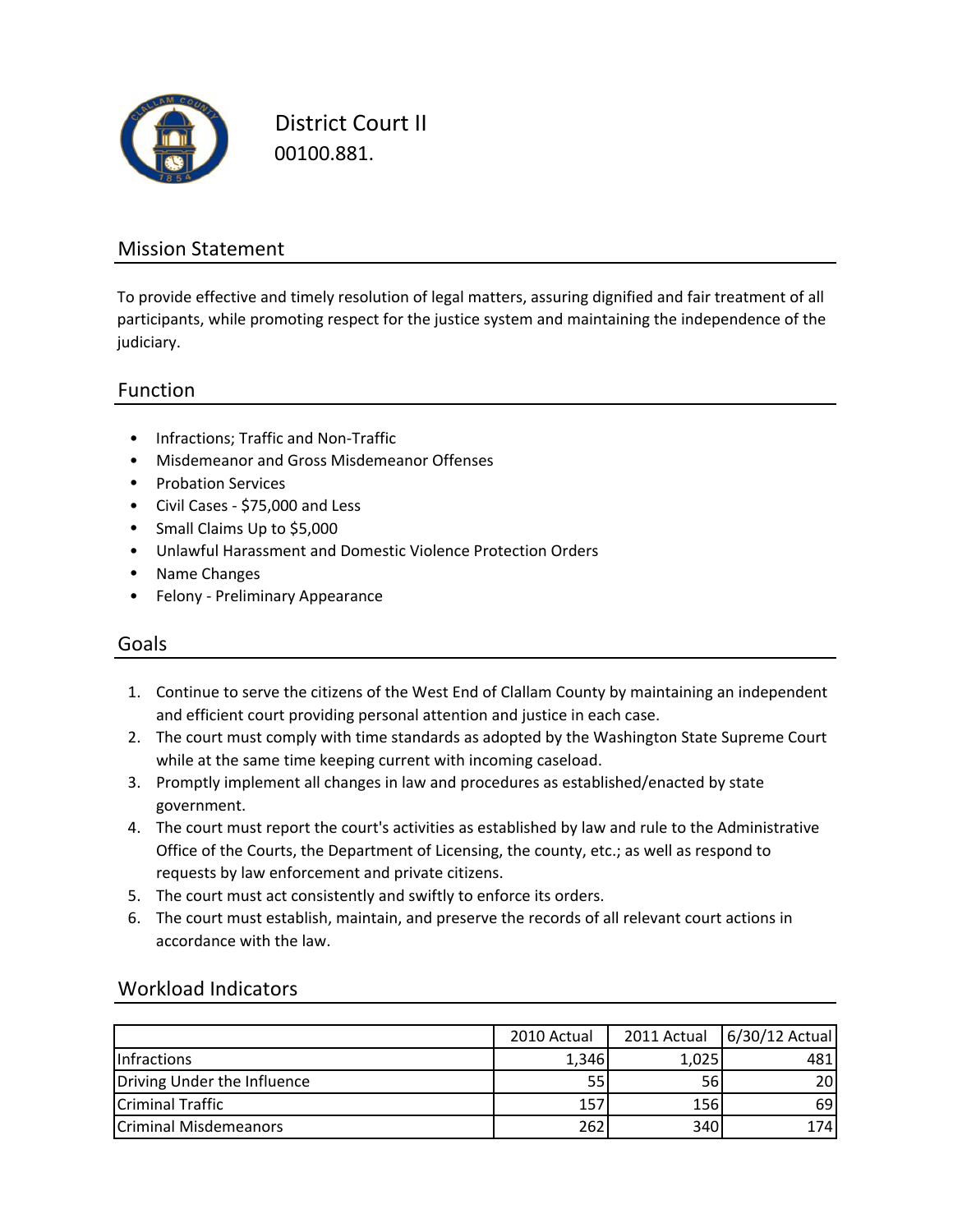# District Court II

00100.881.

## Mission Statement

To provide effective and timely resolution of legal matters, assuring dignified and fair treatment of all participants, while promoting respect for the justice system and maintaining the independence of the judiciary.

## Function

- Infractions; Traffic and Non-Traffic
- Misdemeanor and Gross Misdemeanor Offenses
- Probation Services
- Civil Cases - $75,000 and Less
- Small Claims Up to $5,000
- Unlawful Harassment and Domestic Violence Protection Orders
- Name Changes
- Felony - Preliminary Appearance

## Goals

1. Continue to serve the citizens of the West End of Clallam County by maintaining an independent and efficient court providing personal attention and justice in each case.
2. The court must comply with time standards as adopted by the Washington State Supreme Court while at the same time keeping current with incoming caseload.
3. Promptly implement all changes in law and procedures as established/enacted by state government.
4. The court must report the court's activities as established by law and rule to the Administrative Office of the Courts, the Department of Licensing, the county, etc.; as well as respond to requests by law enforcement and private citizens.
5. The court must act consistently and swiftly to enforce its orders.
6. The court must establish, maintain, and preserve the records of all relevant court actions in accordance with the law.

## Workload Indicators

| | 2010 Actual | 2011 Actual | 6/30/12 Actual |
|---|---:|---:|---:|
| Infractions | 1,346 | 1,025 | 481 |
| Driving Under the Influence | 55 | 56 | 20 |
| Criminal Traffic | 157 | 156 | 69 |
| Criminal Misdemeanors | 262 | 340 | 174 |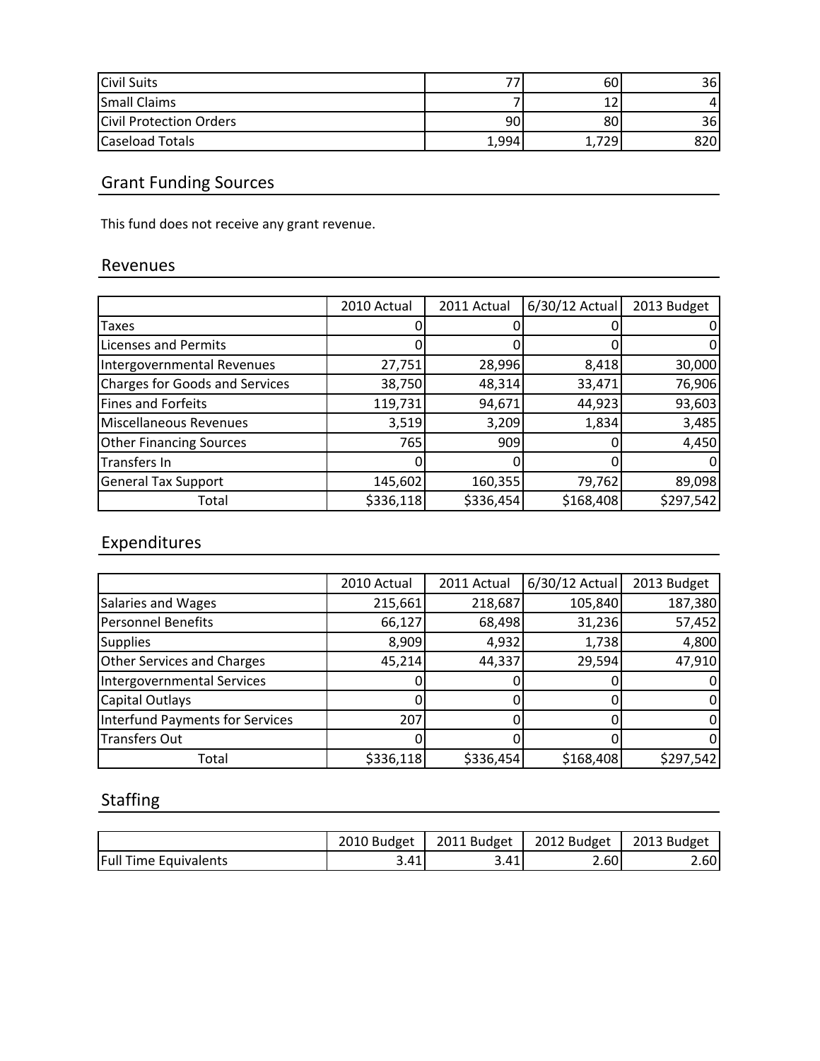| | | | |
|---|---|---|---|
| Civil Suits | 77 | 60 | 36 |
| Small Claims | 7 | 12 | 4 |
| Civil Protection Orders | 90 | 80 | 36 |
| Caseload Totals | 1,994 | 1,729 | 820 |

## Grant Funding Sources

This fund does not receive any grant revenue.

## Revenues

| | 2010 Actual | 2011 Actual | 6/30/12 Actual | 2013 Budget |
|---|---|---|---|---|
| Taxes | 0 | 0 | 0 | 0 |
| Licenses and Permits | 0 | 0 | 0 | 0 |
| Intergovernmental Revenues | 27,751 | 28,996 | 8,418 | 30,000 |
| Charges for Goods and Services | 38,750 | 48,314 | 33,471 | 76,906 |
| Fines and Forfeits | 119,731 | 94,671 | 44,923 | 93,603 |
| Miscellaneous Revenues | 3,519 | 3,209 | 1,834 | 3,485 |
| Other Financing Sources | 765 | 909 | 0 | 4,450 |
| Transfers In | 0 | 0 | 0 | 0 |
| General Tax Support | 145,602 | 160,355 | 79,762 | 89,098 |
| Total | $336,118 | $336,454 | $168,408 | $297,542 |

## Expenditures

| | 2010 Actual | 2011 Actual | 6/30/12 Actual | 2013 Budget |
|---|---|---|---|---|
| Salaries and Wages | 215,661 | 218,687 | 105,840 | 187,380 |
| Personnel Benefits | 66,127 | 68,498 | 31,236 | 57,452 |
| Supplies | 8,909 | 4,932 | 1,738 | 4,800 |
| Other Services and Charges | 45,214 | 44,337 | 29,594 | 47,910 |
| Intergovernmental Services | 0 | 0 | 0 | 0 |
| Capital Outlays | 0 | 0 | 0 | 0 |
| Interfund Payments for Services | 207 | 0 | 0 | 0 |
| Transfers Out | 0 | 0 | 0 | 0 |
| Total | $336,118 | $336,454 | $168,408 | $297,542 |

## Staffing

| | 2010 Budget | 2011 Budget | 2012 Budget | 2013 Budget |
|---|---|---|---|---|
| Full Time Equivalents | 3.41 | 3.41 | 2.60 | 2.60 |